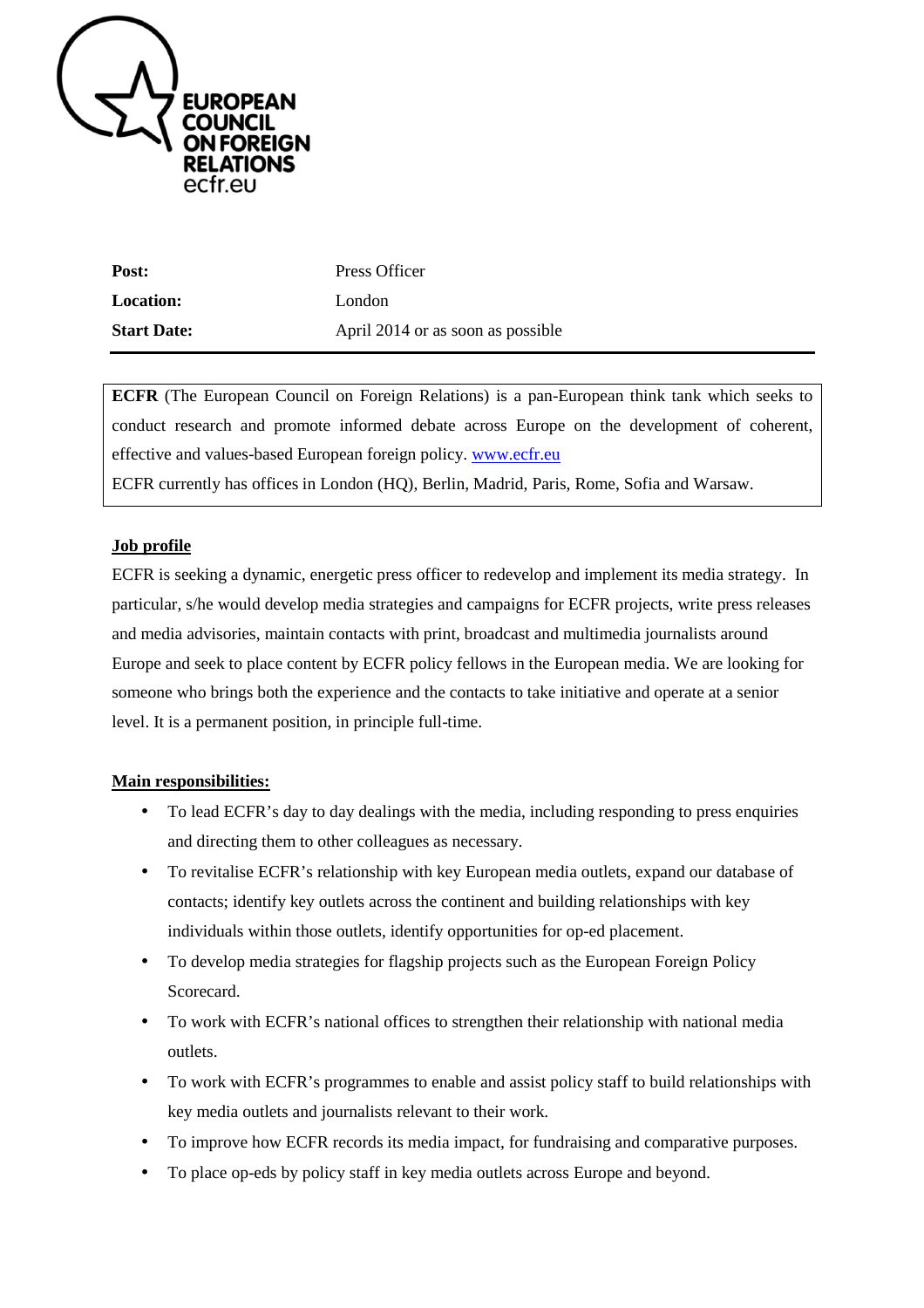EUROPEAN COUNCIL ON FOREIGN RELATIONS
ecfr.eu

| | |
|---|---|
| **Post:** | Press Officer |
| **Location:** | London |
| **Start Date:** | April 2014 or as soon as possible |

**ECFR** (The European Council on Foreign Relations) is a pan-European think tank which seeks to conduct research and promote informed debate across Europe on the development of coherent, effective and values-based European foreign policy. www.ecfr.eu
ECFR currently has offices in London (HQ), Berlin, Madrid, Paris, Rome, Sofia and Warsaw.

## Job profile

ECFR is seeking a dynamic, energetic press officer to redevelop and implement its media strategy. In particular, s/he would develop media strategies and campaigns for ECFR projects, write press releases and media advisories, maintain contacts with print, broadcast and multimedia journalists around Europe and seek to place content by ECFR policy fellows in the European media. We are looking for someone who brings both the experience and the contacts to take initiative and operate at a senior level. It is a permanent position, in principle full-time.

## Main responsibilities:

- To lead ECFR's day to day dealings with the media, including responding to press enquiries and directing them to other colleagues as necessary.
- To revitalise ECFR's relationship with key European media outlets, expand our database of contacts; identify key outlets across the continent and building relationships with key individuals within those outlets, identify opportunities for op-ed placement.
- To develop media strategies for flagship projects such as the European Foreign Policy Scorecard.
- To work with ECFR's national offices to strengthen their relationship with national media outlets.
- To work with ECFR's programmes to enable and assist policy staff to build relationships with key media outlets and journalists relevant to their work.
- To improve how ECFR records its media impact, for fundraising and comparative purposes.
- To place op-eds by policy staff in key media outlets across Europe and beyond.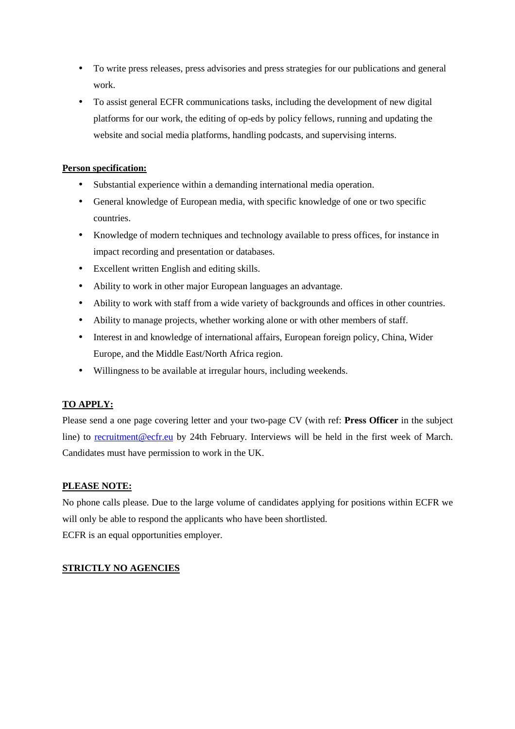- To write press releases, press advisories and press strategies for our publications and general work.
- To assist general ECFR communications tasks, including the development of new digital platforms for our work, the editing of op-eds by policy fellows, running and updating the website and social media platforms, handling podcasts, and supervising interns.

**Person specification:**

- Substantial experience within a demanding international media operation.
- General knowledge of European media, with specific knowledge of one or two specific countries.
- Knowledge of modern techniques and technology available to press offices, for instance in impact recording and presentation or databases.
- Excellent written English and editing skills.
- Ability to work in other major European languages an advantage.
- Ability to work with staff from a wide variety of backgrounds and offices in other countries.
- Ability to manage projects, whether working alone or with other members of staff.
- Interest in and knowledge of international affairs, European foreign policy, China, Wider Europe, and the Middle East/North Africa region.
- Willingness to be available at irregular hours, including weekends.

**TO APPLY:**

Please send a one page covering letter and your two-page CV (with ref: **Press Officer** in the subject line) to recruitment@ecfr.eu by 24th February. Interviews will be held in the first week of March. Candidates must have permission to work in the UK.

**PLEASE NOTE:**

No phone calls please. Due to the large volume of candidates applying for positions within ECFR we will only be able to respond the applicants who have been shortlisted.
ECFR is an equal opportunities employer.

**STRICTLY NO AGENCIES**